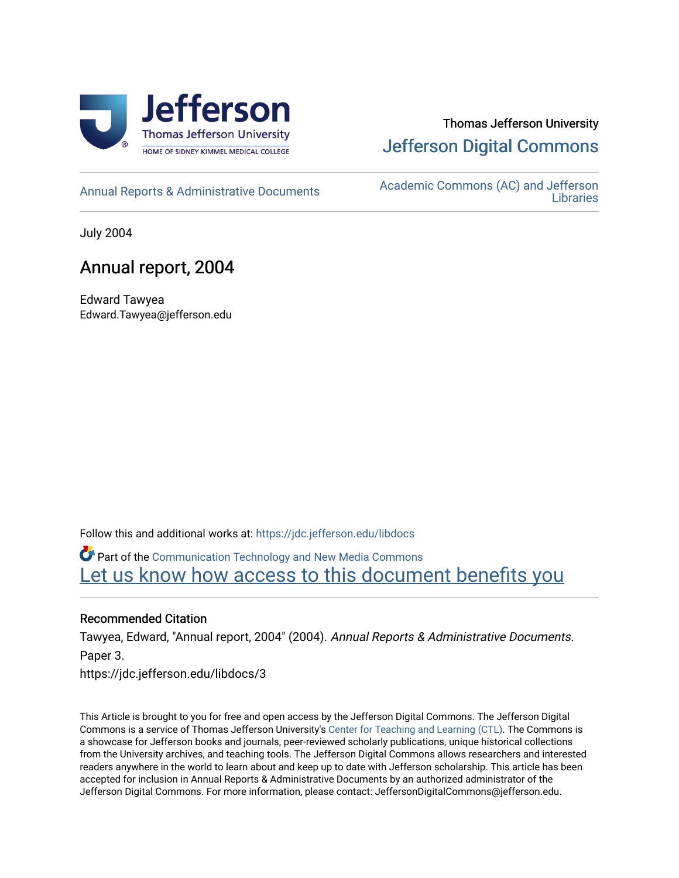Jefferson

Thomas Jefferson University

HOME OF SIDNEY KIMMEL MEDICAL COLLEGE

Thomas Jefferson University

Jefferson Digital Commons

Annual Reports & Administrative Documents

Academic Commons (AC) and Jefferson Libraries

July 2004

# Annual report, 2004

Edward Tawyea
Edward.Tawyea@jefferson.edu

Follow this and additional works at: https://jdc.jefferson.edu/libdocs

Part of the Communication Technology and New Media Commons

Let us know how access to this document benefits you

## Recommended Citation

Tawyea, Edward, "Annual report, 2004" (2004). *Annual Reports & Administrative Documents.* Paper 3.
https://jdc.jefferson.edu/libdocs/3

This Article is brought to you for free and open access by the Jefferson Digital Commons. The Jefferson Digital Commons is a service of Thomas Jefferson University's Center for Teaching and Learning (CTL). The Commons is a showcase for Jefferson books and journals, peer-reviewed scholarly publications, unique historical collections from the University archives, and teaching tools. The Jefferson Digital Commons allows researchers and interested readers anywhere in the world to learn about and keep up to date with Jefferson scholarship. This article has been accepted for inclusion in Annual Reports & Administrative Documents by an authorized administrator of the Jefferson Digital Commons. For more information, please contact: JeffersonDigitalCommons@jefferson.edu.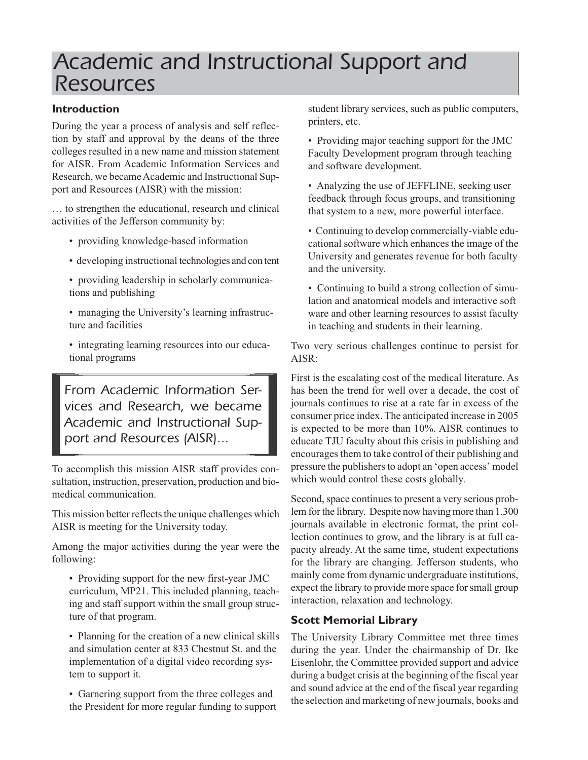# Academic and Instructional Support and Resources

## Introduction

During the year a process of analysis and self reflection by staff and approval by the deans of the three colleges resulted in a new name and mission statement for AISR. From Academic Information Services and Research, we became Academic and Instructional Support and Resources (AISR) with the mission:

… to strengthen the educational, research and clinical activities of the Jefferson community by:

- providing knowledge-based information
- developing instructional technologies and con tent
- providing leadership in scholarly communications and publishing
- managing the University's learning infrastructure and facilities
- integrating learning resources into our educational programs

> *From Academic Information Services and Research, we became Academic and Instructional Support and Resources (AISR)…*

To accomplish this mission AISR staff provides consultation, instruction, preservation, production and biomedical communication.

This mission better reflects the unique challenges which AISR is meeting for the University today.

Among the major activities during the year were the following:

- Providing support for the new first-year JMC curriculum, MP21. This included planning, teaching and staff support within the small group structure of that program.
- Planning for the creation of a new clinical skills and simulation center at 833 Chestnut St. and the implementation of a digital video recording system to support it.
- Garnering support from the three colleges and the President for more regular funding to support student library services, such as public computers, printers, etc.
- Providing major teaching support for the JMC Faculty Development program through teaching and software development.
- Analyzing the use of JEFFLINE, seeking user feedback through focus groups, and transitioning that system to a new, more powerful interface.
- Continuing to develop commercially-viable educational software which enhances the image of the University and generates revenue for both faculty and the university.
- Continuing to build a strong collection of simulation and anatomical models and interactive soft ware and other learning resources to assist faculty in teaching and students in their learning.

Two very serious challenges continue to persist for AISR:

First is the escalating cost of the medical literature. As has been the trend for well over a decade, the cost of journals continues to rise at a rate far in excess of the consumer price index. The anticipated increase in 2005 is expected to be more than 10%. AISR continues to educate TJU faculty about this crisis in publishing and encourages them to take control of their publishing and pressure the publishers to adopt an 'open access' model which would control these costs globally.

Second, space continues to present a very serious problem for the library. Despite now having more than 1,300 journals available in electronic format, the print collection continues to grow, and the library is at full capacity already. At the same time, student expectations for the library are changing. Jefferson students, who mainly come from dynamic undergraduate institutions, expect the library to provide more space for small group interaction, relaxation and technology.

## Scott Memorial Library

The University Library Committee met three times during the year. Under the chairmanship of Dr. Ike Eisenlohr, the Committee provided support and advice during a budget crisis at the beginning of the fiscal year and sound advice at the end of the fiscal year regarding the selection and marketing of new journals, books and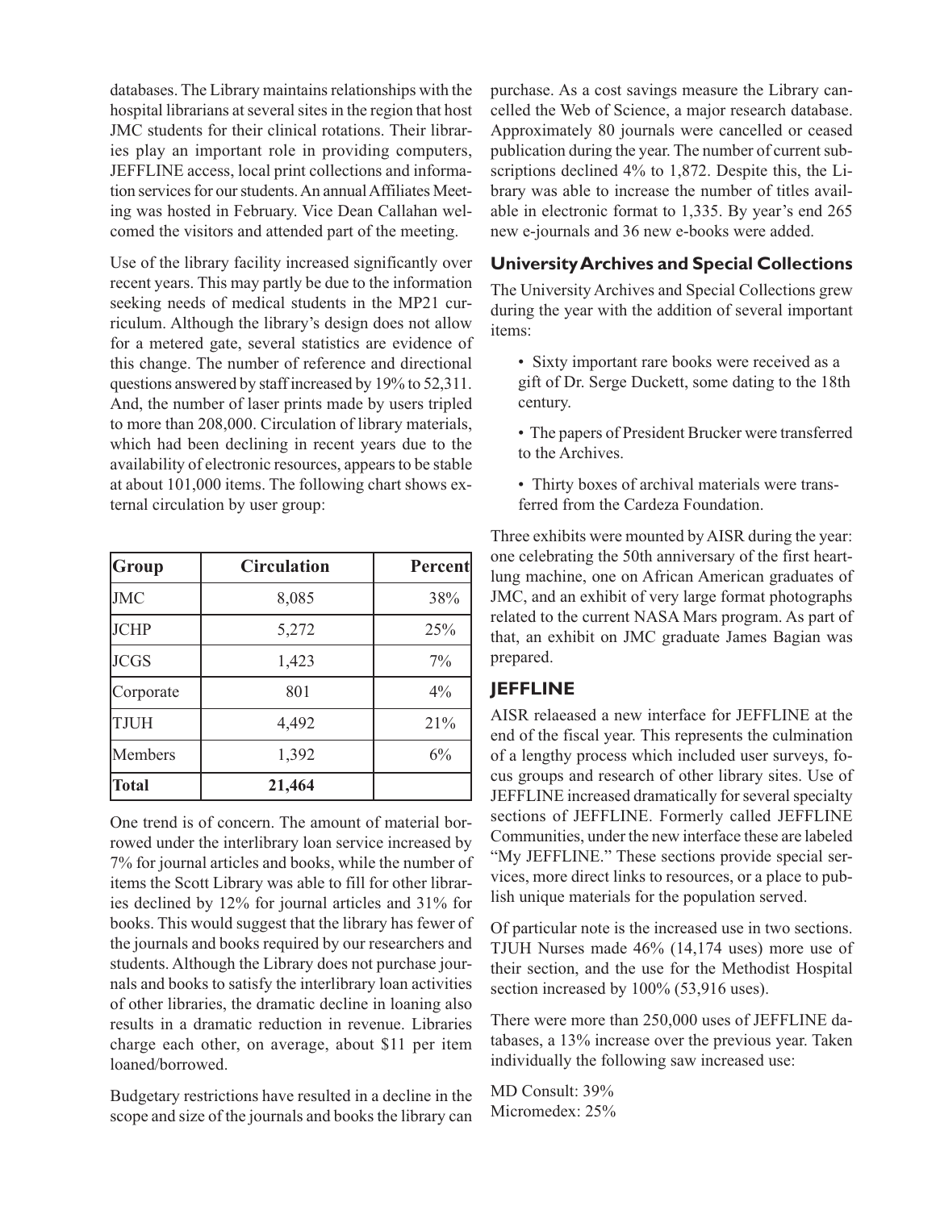databases. The Library maintains relationships with the hospital librarians at several sites in the region that host JMC students for their clinical rotations. Their libraries play an important role in providing computers, JEFFLINE access, local print collections and information services for our students. An annual Affiliates Meeting was hosted in February. Vice Dean Callahan welcomed the visitors and attended part of the meeting.

Use of the library facility increased significantly over recent years. This may partly be due to the information seeking needs of medical students in the MP21 curriculum. Although the library's design does not allow for a metered gate, several statistics are evidence of this change. The number of reference and directional questions answered by staff increased by 19% to 52,311. And, the number of laser prints made by users tripled to more than 208,000. Circulation of library materials, which had been declining in recent years due to the availability of electronic resources, appears to be stable at about 101,000 items. The following chart shows external circulation by user group:

| Group | Circulation | Percent |
|---|---|---|
| JMC | 8,085 | 38% |
| JCHP | 5,272 | 25% |
| JCGS | 1,423 | 7% |
| Corporate | 801 | 4% |
| TJUH | 4,492 | 21% |
| Members | 1,392 | 6% |
| **Total** | **21,464** | |

One trend is of concern. The amount of material borrowed under the interlibrary loan service increased by 7% for journal articles and books, while the number of items the Scott Library was able to fill for other libraries declined by 12% for journal articles and 31% for books. This would suggest that the library has fewer of the journals and books required by our researchers and students. Although the Library does not purchase journals and books to satisfy the interlibrary loan activities of other libraries, the dramatic decline in loaning also results in a dramatic reduction in revenue. Libraries charge each other, on average, about $11 per item loaned/borrowed.

Budgetary restrictions have resulted in a decline in the scope and size of the journals and books the library can purchase. As a cost savings measure the Library cancelled the Web of Science, a major research database. Approximately 80 journals were cancelled or ceased publication during the year. The number of current subscriptions declined 4% to 1,872. Despite this, the Library was able to increase the number of titles available in electronic format to 1,335. By year's end 265 new e-journals and 36 new e-books were added.

## University Archives and Special Collections

The University Archives and Special Collections grew during the year with the addition of several important items:

- Sixty important rare books were received as a gift of Dr. Serge Duckett, some dating to the 18th century.
- The papers of President Brucker were transferred to the Archives.
- Thirty boxes of archival materials were transferred from the Cardeza Foundation.

Three exhibits were mounted by AISR during the year: one celebrating the 50th anniversary of the first heart-lung machine, one on African American graduates of JMC, and an exhibit of very large format photographs related to the current NASA Mars program. As part of that, an exhibit on JMC graduate James Bagian was prepared.

## JEFFLINE

AISR relaeased a new interface for JEFFLINE at the end of the fiscal year. This represents the culmination of a lengthy process which included user surveys, focus groups and research of other library sites. Use of JEFFLINE increased dramatically for several specialty sections of JEFFLINE. Formerly called JEFFLINE Communities, under the new interface these are labeled "My JEFFLINE." These sections provide special services, more direct links to resources, or a place to publish unique materials for the population served.

Of particular note is the increased use in two sections. TJUH Nurses made 46% (14,174 uses) more use of their section, and the use for the Methodist Hospital section increased by 100% (53,916 uses).

There were more than 250,000 uses of JEFFLINE databases, a 13% increase over the previous year. Taken individually the following saw increased use:

MD Consult: 39%
Micromedex: 25%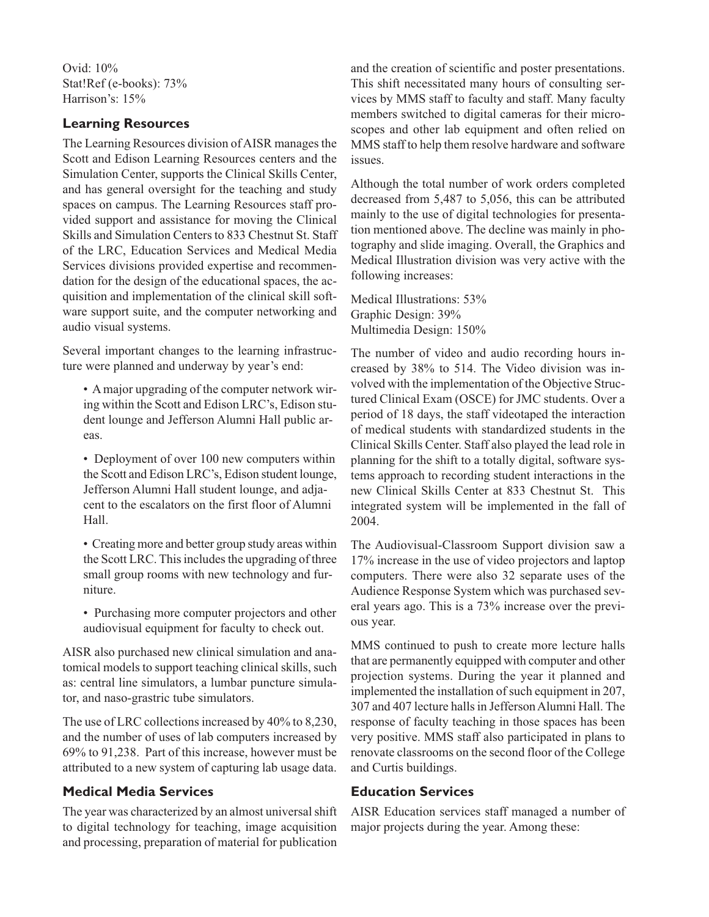Ovid: 10%
Stat!Ref (e-books): 73%
Harrison's: 15%

## Learning Resources

The Learning Resources division of AISR manages the Scott and Edison Learning Resources centers and the Simulation Center, supports the Clinical Skills Center, and has general oversight for the teaching and study spaces on campus. The Learning Resources staff provided support and assistance for moving the Clinical Skills and Simulation Centers to 833 Chestnut St. Staff of the LRC, Education Services and Medical Media Services divisions provided expertise and recommendation for the design of the educational spaces, the acquisition and implementation of the clinical skill software support suite, and the computer networking and audio visual systems.

Several important changes to the learning infrastructure were planned and underway by year's end:

- A major upgrading of the computer network wiring within the Scott and Edison LRC's, Edison student lounge and Jefferson Alumni Hall public areas.
- Deployment of over 100 new computers within the Scott and Edison LRC's, Edison student lounge, Jefferson Alumni Hall student lounge, and adjacent to the escalators on the first floor of Alumni Hall.
- Creating more and better group study areas within the Scott LRC. This includes the upgrading of three small group rooms with new technology and furniture.
- Purchasing more computer projectors and other audiovisual equipment for faculty to check out.

AISR also purchased new clinical simulation and anatomical models to support teaching clinical skills, such as: central line simulators, a lumbar puncture simulator, and naso-grastric tube simulators.

The use of LRC collections increased by 40% to 8,230, and the number of uses of lab computers increased by 69% to 91,238. Part of this increase, however must be attributed to a new system of capturing lab usage data.

## Medical Media Services

The year was characterized by an almost universal shift to digital technology for teaching, image acquisition and processing, preparation of material for publication and the creation of scientific and poster presentations. This shift necessitated many hours of consulting services by MMS staff to faculty and staff. Many faculty members switched to digital cameras for their microscopes and other lab equipment and often relied on MMS staff to help them resolve hardware and software issues.

Although the total number of work orders completed decreased from 5,487 to 5,056, this can be attributed mainly to the use of digital technologies for presentation mentioned above. The decline was mainly in photography and slide imaging. Overall, the Graphics and Medical Illustration division was very active with the following increases:

Medical Illustrations: 53%
Graphic Design: 39%
Multimedia Design: 150%

The number of video and audio recording hours increased by 38% to 514. The Video division was involved with the implementation of the Objective Structured Clinical Exam (OSCE) for JMC students. Over a period of 18 days, the staff videotaped the interaction of medical students with standardized students in the Clinical Skills Center. Staff also played the lead role in planning for the shift to a totally digital, software systems approach to recording student interactions in the new Clinical Skills Center at 833 Chestnut St. This integrated system will be implemented in the fall of 2004.

The Audiovisual-Classroom Support division saw a 17% increase in the use of video projectors and laptop computers. There were also 32 separate uses of the Audience Response System which was purchased several years ago. This is a 73% increase over the previous year.

MMS continued to push to create more lecture halls that are permanently equipped with computer and other projection systems. During the year it planned and implemented the installation of such equipment in 207, 307 and 407 lecture halls in Jefferson Alumni Hall. The response of faculty teaching in those spaces has been very positive. MMS staff also participated in plans to renovate classrooms on the second floor of the College and Curtis buildings.

## Education Services

AISR Education services staff managed a number of major projects during the year. Among these: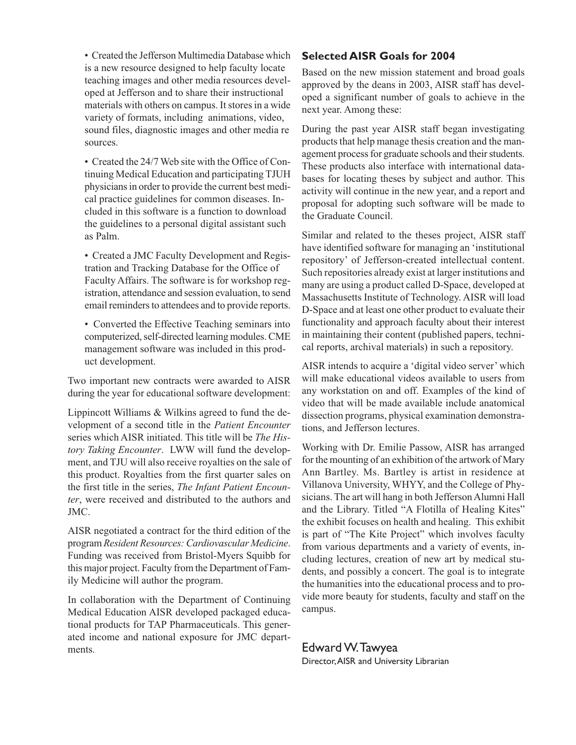- Created the Jefferson Multimedia Database which is a new resource designed to help faculty locate teaching images and other media resources developed at Jefferson and to share their instructional materials with others on campus. It stores in a wide variety of formats, including animations, video, sound files, diagnostic images and other media resources.

- Created the 24/7 Web site with the Office of Continuing Medical Education and participating TJUH physicians in order to provide the current best medical practice guidelines for common diseases. Included in this software is a function to download the guidelines to a personal digital assistant such as Palm.

- Created a JMC Faculty Development and Registration and Tracking Database for the Office of Faculty Affairs. The software is for workshop registration, attendance and session evaluation, to send email reminders to attendees and to provide reports.

- Converted the Effective Teaching seminars into computerized, self-directed learning modules. CME management software was included in this product development.

Two important new contracts were awarded to AISR during the year for educational software development:

Lippincott Williams & Wilkins agreed to fund the development of a second title in the *Patient Encounter* series which AISR initiated. This title will be *The History Taking Encounter*. LWW will fund the development, and TJU will also receive royalties on the sale of this product. Royalties from the first quarter sales on the first title in the series, *The Infant Patient Encounter*, were received and distributed to the authors and JMC.

AISR negotiated a contract for the third edition of the program *Resident Resources: Cardiovascular Medicine*. Funding was received from Bristol-Myers Squibb for this major project. Faculty from the Department of Family Medicine will author the program.

In collaboration with the Department of Continuing Medical Education AISR developed packaged educational products for TAP Pharmaceuticals. This generated income and national exposure for JMC departments.

### Selected AISR Goals for 2004

Based on the new mission statement and broad goals approved by the deans in 2003, AISR staff has developed a significant number of goals to achieve in the next year. Among these:

During the past year AISR staff began investigating products that help manage thesis creation and the management process for graduate schools and their students. These products also interface with international databases for locating theses by subject and author. This activity will continue in the new year, and a report and proposal for adopting such software will be made to the Graduate Council.

Similar and related to the theses project, AISR staff have identified software for managing an 'institutional repository' of Jefferson-created intellectual content. Such repositories already exist at larger institutions and many are using a product called D-Space, developed at Massachusetts Institute of Technology. AISR will load D-Space and at least one other product to evaluate their functionality and approach faculty about their interest in maintaining their content (published papers, technical reports, archival materials) in such a repository.

AISR intends to acquire a 'digital video server' which will make educational videos available to users from any workstation on and off. Examples of the kind of video that will be made available include anatomical dissection programs, physical examination demonstrations, and Jefferson lectures.

Working with Dr. Emilie Passow, AISR has arranged for the mounting of an exhibition of the artwork of Mary Ann Bartley. Ms. Bartley is artist in residence at Villanova University, WHYY, and the College of Physicians. The art will hang in both Jefferson Alumni Hall and the Library. Titled "A Flotilla of Healing Kites" the exhibit focuses on health and healing. This exhibit is part of "The Kite Project" which involves faculty from various departments and a variety of events, including lectures, creation of new art by medical students, and possibly a concert. The goal is to integrate the humanities into the educational process and to provide more beauty for students, faculty and staff on the campus.

Edward W. Tawyea
Director, AISR and University Librarian